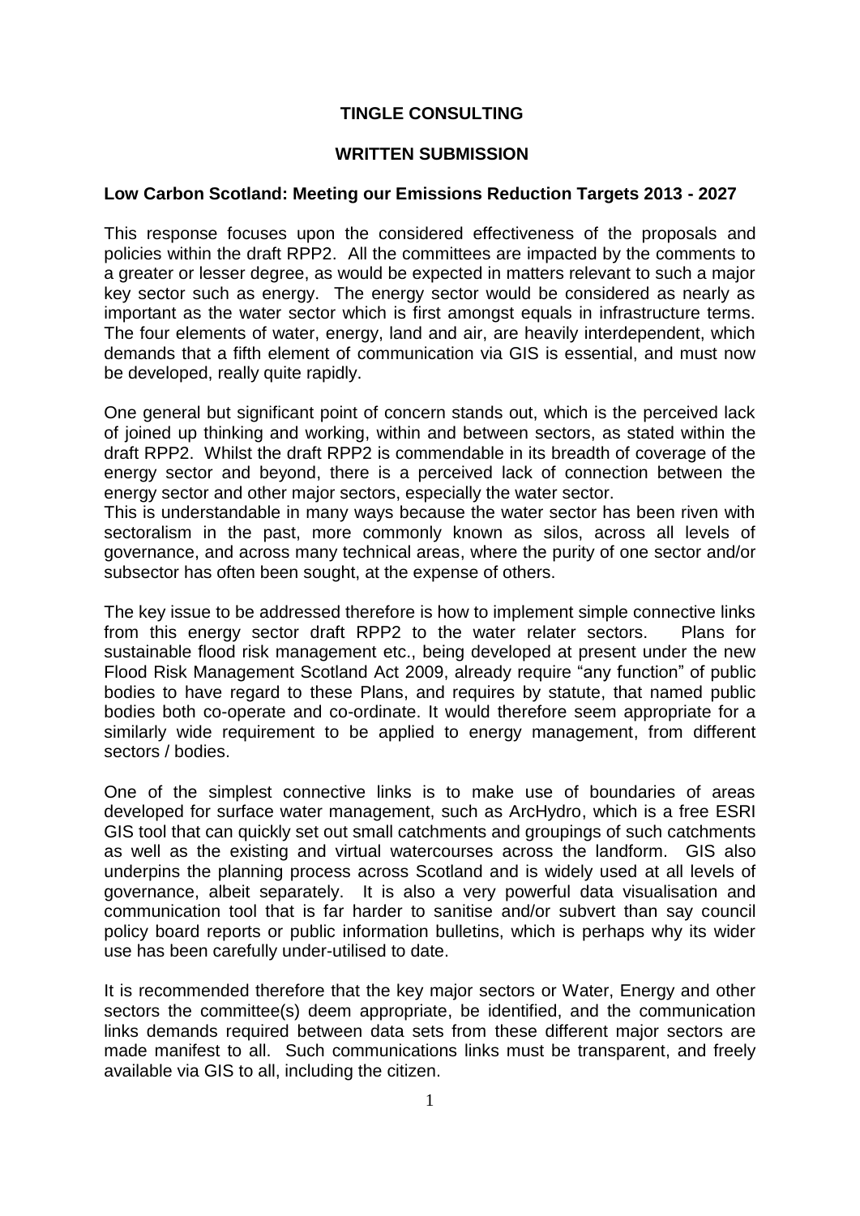**TINGLE CONSULTING**

**WRITTEN SUBMISSION**

**Low Carbon Scotland: Meeting our Emissions Reduction Targets 2013 - 2027**

This response focuses upon the considered effectiveness of the proposals and policies within the draft RPP2. All the committees are impacted by the comments to a greater or lesser degree, as would be expected in matters relevant to such a major key sector such as energy. The energy sector would be considered as nearly as important as the water sector which is first amongst equals in infrastructure terms. The four elements of water, energy, land and air, are heavily interdependent, which demands that a fifth element of communication via GIS is essential, and must now be developed, really quite rapidly.

One general but significant point of concern stands out, which is the perceived lack of joined up thinking and working, within and between sectors, as stated within the draft RPP2. Whilst the draft RPP2 is commendable in its breadth of coverage of the energy sector and beyond, there is a perceived lack of connection between the energy sector and other major sectors, especially the water sector.
This is understandable in many ways because the water sector has been riven with sectoralism in the past, more commonly known as silos, across all levels of governance, and across many technical areas, where the purity of one sector and/or subsector has often been sought, at the expense of others.

The key issue to be addressed therefore is how to implement simple connective links from this energy sector draft RPP2 to the water relater sectors. Plans for sustainable flood risk management etc., being developed at present under the new Flood Risk Management Scotland Act 2009, already require "any function" of public bodies to have regard to these Plans, and requires by statute, that named public bodies both co-operate and co-ordinate. It would therefore seem appropriate for a similarly wide requirement to be applied to energy management, from different sectors / bodies.

One of the simplest connective links is to make use of boundaries of areas developed for surface water management, such as ArcHydro, which is a free ESRI GIS tool that can quickly set out small catchments and groupings of such catchments as well as the existing and virtual watercourses across the landform. GIS also underpins the planning process across Scotland and is widely used at all levels of governance, albeit separately. It is also a very powerful data visualisation and communication tool that is far harder to sanitise and/or subvert than say council policy board reports or public information bulletins, which is perhaps why its wider use has been carefully under-utilised to date.

It is recommended therefore that the key major sectors or Water, Energy and other sectors the committee(s) deem appropriate, be identified, and the communication links demands required between data sets from these different major sectors are made manifest to all. Such communications links must be transparent, and freely available via GIS to all, including the citizen.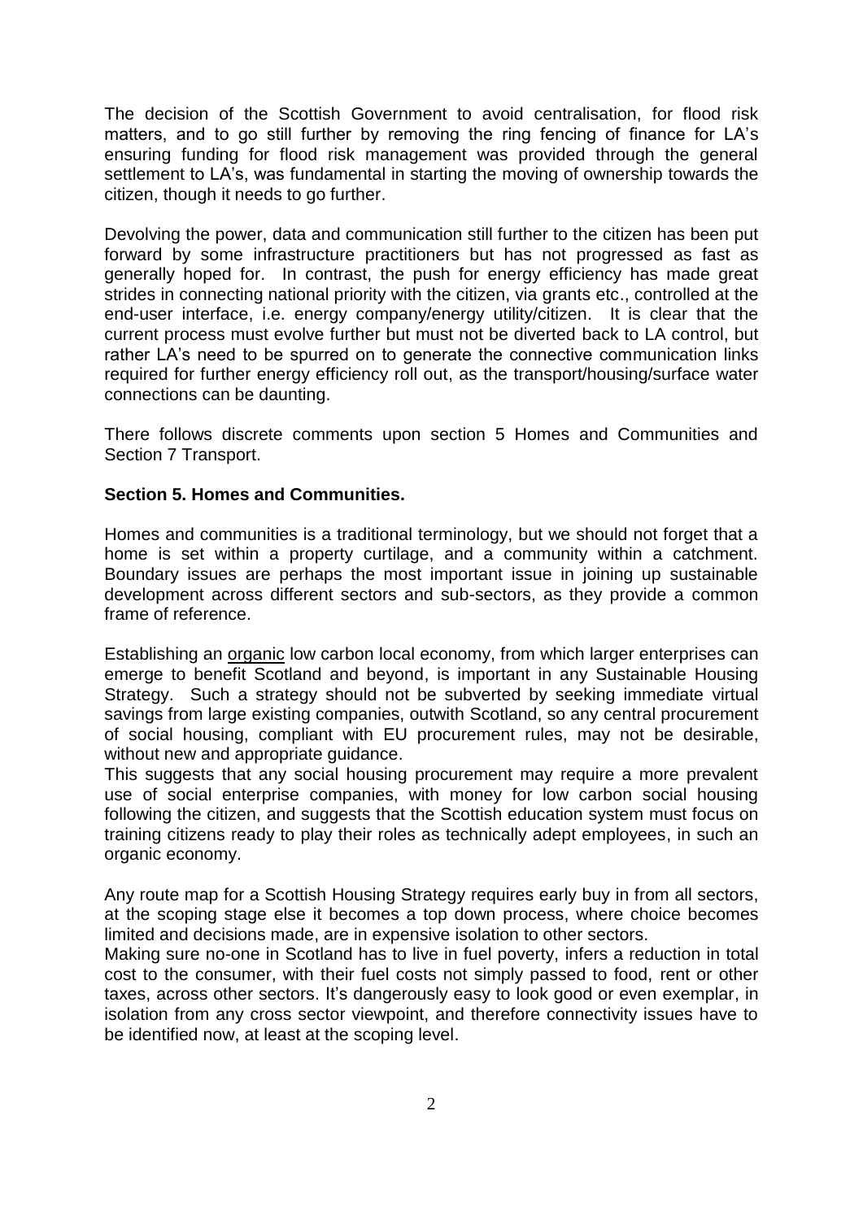The decision of the Scottish Government to avoid centralisation, for flood risk matters, and to go still further by removing the ring fencing of finance for LA's ensuring funding for flood risk management was provided through the general settlement to LA's, was fundamental in starting the moving of ownership towards the citizen, though it needs to go further.

Devolving the power, data and communication still further to the citizen has been put forward by some infrastructure practitioners but has not progressed as fast as generally hoped for. In contrast, the push for energy efficiency has made great strides in connecting national priority with the citizen, via grants etc., controlled at the end-user interface, i.e. energy company/energy utility/citizen. It is clear that the current process must evolve further but must not be diverted back to LA control, but rather LA's need to be spurred on to generate the connective communication links required for further energy efficiency roll out, as the transport/housing/surface water connections can be daunting.

There follows discrete comments upon section 5 Homes and Communities and Section 7 Transport.

**Section 5. Homes and Communities.**

Homes and communities is a traditional terminology, but we should not forget that a home is set within a property curtilage, and a community within a catchment. Boundary issues are perhaps the most important issue in joining up sustainable development across different sectors and sub-sectors, as they provide a common frame of reference.

Establishing an <u>organic</u> low carbon local economy, from which larger enterprises can emerge to benefit Scotland and beyond, is important in any Sustainable Housing Strategy. Such a strategy should not be subverted by seeking immediate virtual savings from large existing companies, outwith Scotland, so any central procurement of social housing, compliant with EU procurement rules, may not be desirable, without new and appropriate guidance.
This suggests that any social housing procurement may require a more prevalent use of social enterprise companies, with money for low carbon social housing following the citizen, and suggests that the Scottish education system must focus on training citizens ready to play their roles as technically adept employees, in such an organic economy.

Any route map for a Scottish Housing Strategy requires early buy in from all sectors, at the scoping stage else it becomes a top down process, where choice becomes limited and decisions made, are in expensive isolation to other sectors.
Making sure no-one in Scotland has to live in fuel poverty, infers a reduction in total cost to the consumer, with their fuel costs not simply passed to food, rent or other taxes, across other sectors. It's dangerously easy to look good or even exemplar, in isolation from any cross sector viewpoint, and therefore connectivity issues have to be identified now, at least at the scoping level.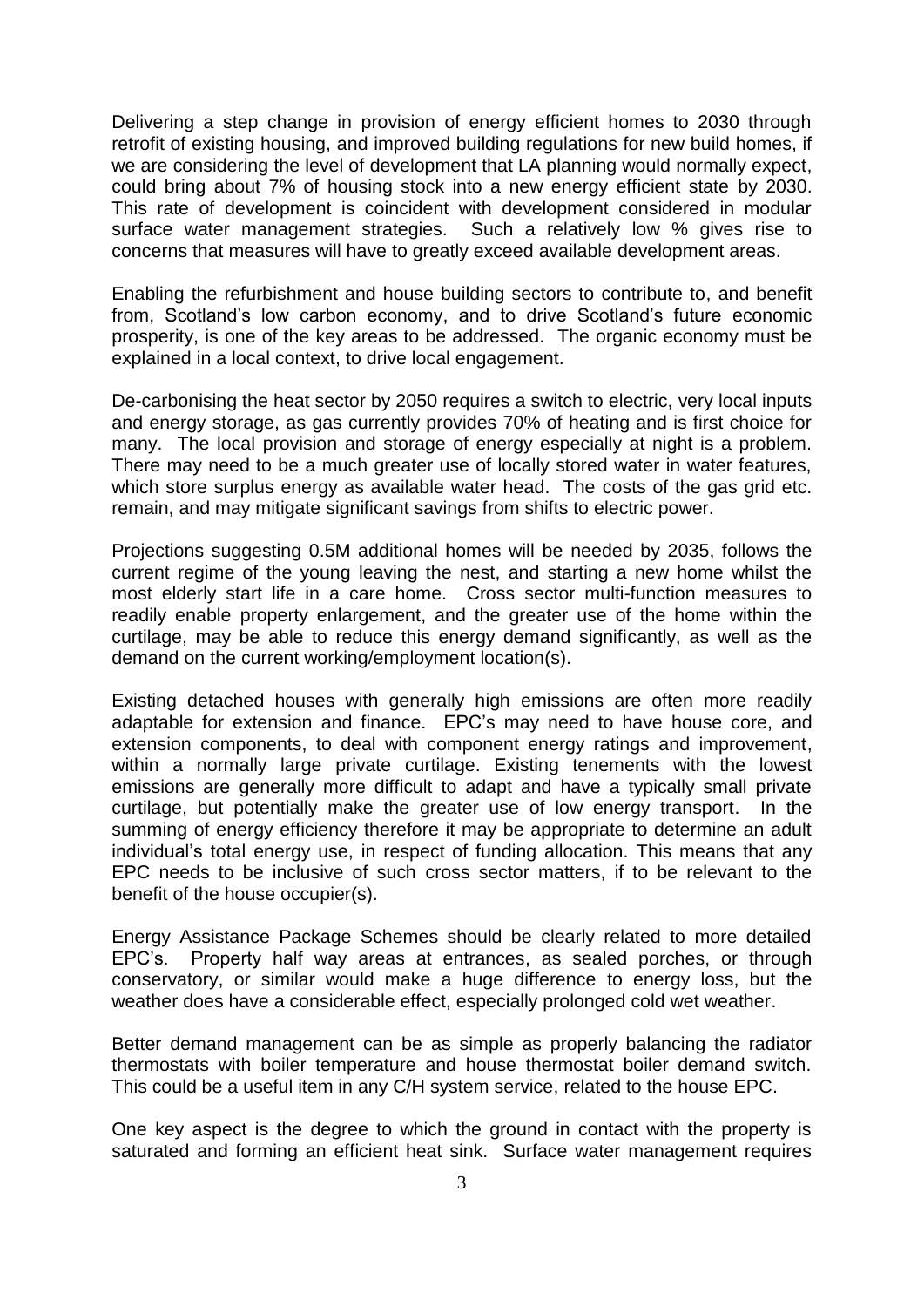Delivering a step change in provision of energy efficient homes to 2030 through retrofit of existing housing, and improved building regulations for new build homes, if we are considering the level of development that LA planning would normally expect, could bring about 7% of housing stock into a new energy efficient state by 2030. This rate of development is coincident with development considered in modular surface water management strategies. Such a relatively low % gives rise to concerns that measures will have to greatly exceed available development areas.

Enabling the refurbishment and house building sectors to contribute to, and benefit from, Scotland's low carbon economy, and to drive Scotland's future economic prosperity, is one of the key areas to be addressed. The organic economy must be explained in a local context, to drive local engagement.

De-carbonising the heat sector by 2050 requires a switch to electric, very local inputs and energy storage, as gas currently provides 70% of heating and is first choice for many. The local provision and storage of energy especially at night is a problem. There may need to be a much greater use of locally stored water in water features, which store surplus energy as available water head. The costs of the gas grid etc. remain, and may mitigate significant savings from shifts to electric power.

Projections suggesting 0.5M additional homes will be needed by 2035, follows the current regime of the young leaving the nest, and starting a new home whilst the most elderly start life in a care home. Cross sector multi-function measures to readily enable property enlargement, and the greater use of the home within the curtilage, may be able to reduce this energy demand significantly, as well as the demand on the current working/employment location(s).

Existing detached houses with generally high emissions are often more readily adaptable for extension and finance. EPC's may need to have house core, and extension components, to deal with component energy ratings and improvement, within a normally large private curtilage. Existing tenements with the lowest emissions are generally more difficult to adapt and have a typically small private curtilage, but potentially make the greater use of low energy transport. In the summing of energy efficiency therefore it may be appropriate to determine an adult individual's total energy use, in respect of funding allocation. This means that any EPC needs to be inclusive of such cross sector matters, if to be relevant to the benefit of the house occupier(s).

Energy Assistance Package Schemes should be clearly related to more detailed EPC's. Property half way areas at entrances, as sealed porches, or through conservatory, or similar would make a huge difference to energy loss, but the weather does have a considerable effect, especially prolonged cold wet weather.

Better demand management can be as simple as properly balancing the radiator thermostats with boiler temperature and house thermostat boiler demand switch. This could be a useful item in any C/H system service, related to the house EPC.

One key aspect is the degree to which the ground in contact with the property is saturated and forming an efficient heat sink. Surface water management requires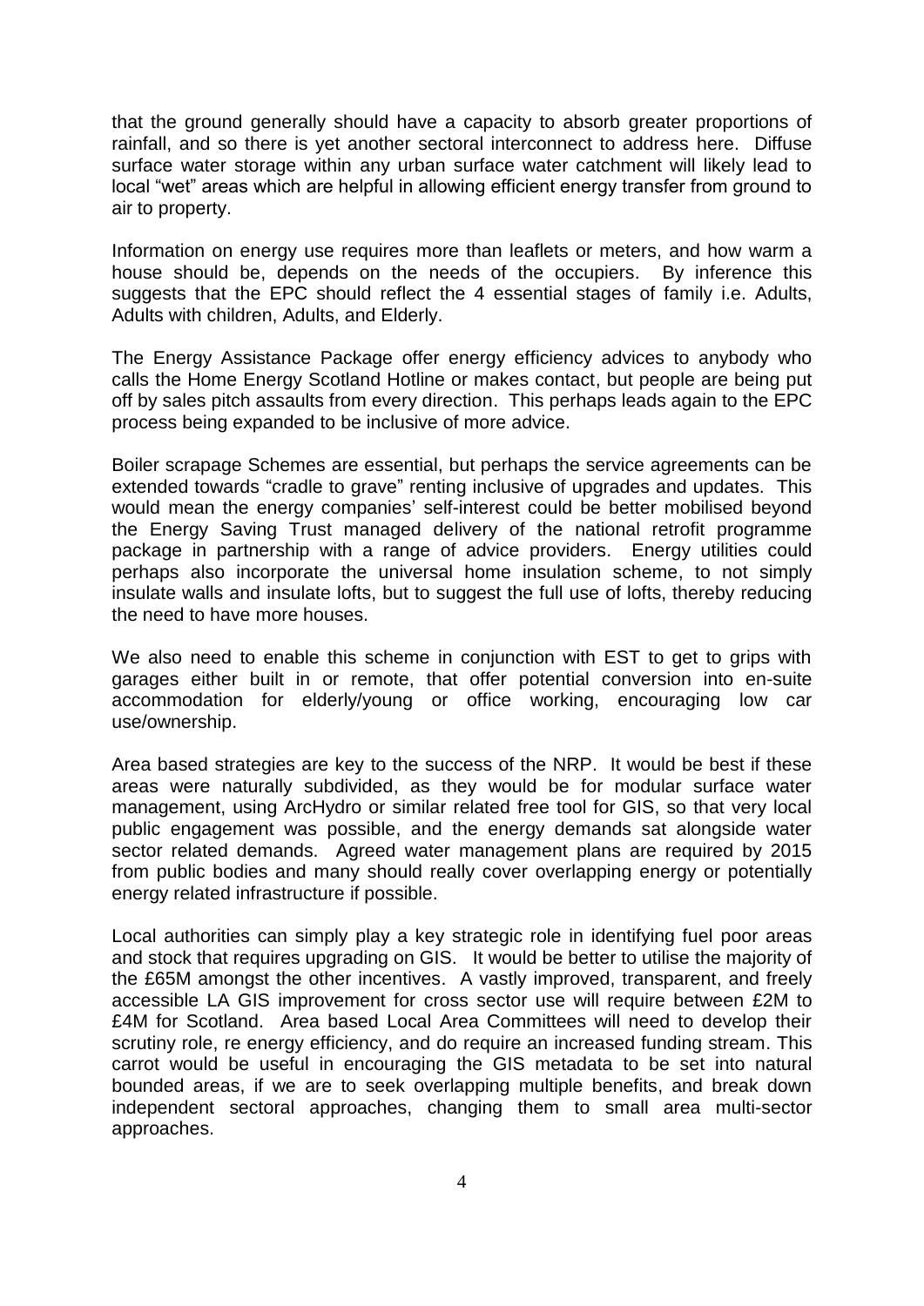that the ground generally should have a capacity to absorb greater proportions of rainfall, and so there is yet another sectoral interconnect to address here. Diffuse surface water storage within any urban surface water catchment will likely lead to local "wet" areas which are helpful in allowing efficient energy transfer from ground to air to property.

Information on energy use requires more than leaflets or meters, and how warm a house should be, depends on the needs of the occupiers. By inference this suggests that the EPC should reflect the 4 essential stages of family i.e. Adults, Adults with children, Adults, and Elderly.

The Energy Assistance Package offer energy efficiency advices to anybody who calls the Home Energy Scotland Hotline or makes contact, but people are being put off by sales pitch assaults from every direction. This perhaps leads again to the EPC process being expanded to be inclusive of more advice.

Boiler scrapage Schemes are essential, but perhaps the service agreements can be extended towards "cradle to grave" renting inclusive of upgrades and updates. This would mean the energy companies' self-interest could be better mobilised beyond the Energy Saving Trust managed delivery of the national retrofit programme package in partnership with a range of advice providers. Energy utilities could perhaps also incorporate the universal home insulation scheme, to not simply insulate walls and insulate lofts, but to suggest the full use of lofts, thereby reducing the need to have more houses.

We also need to enable this scheme in conjunction with EST to get to grips with garages either built in or remote, that offer potential conversion into en-suite accommodation for elderly/young or office working, encouraging low car use/ownership.

Area based strategies are key to the success of the NRP. It would be best if these areas were naturally subdivided, as they would be for modular surface water management, using ArcHydro or similar related free tool for GIS, so that very local public engagement was possible, and the energy demands sat alongside water sector related demands. Agreed water management plans are required by 2015 from public bodies and many should really cover overlapping energy or potentially energy related infrastructure if possible.

Local authorities can simply play a key strategic role in identifying fuel poor areas and stock that requires upgrading on GIS. It would be better to utilise the majority of the £65M amongst the other incentives. A vastly improved, transparent, and freely accessible LA GIS improvement for cross sector use will require between £2M to £4M for Scotland. Area based Local Area Committees will need to develop their scrutiny role, re energy efficiency, and do require an increased funding stream. This carrot would be useful in encouraging the GIS metadata to be set into natural bounded areas, if we are to seek overlapping multiple benefits, and break down independent sectoral approaches, changing them to small area multi-sector approaches.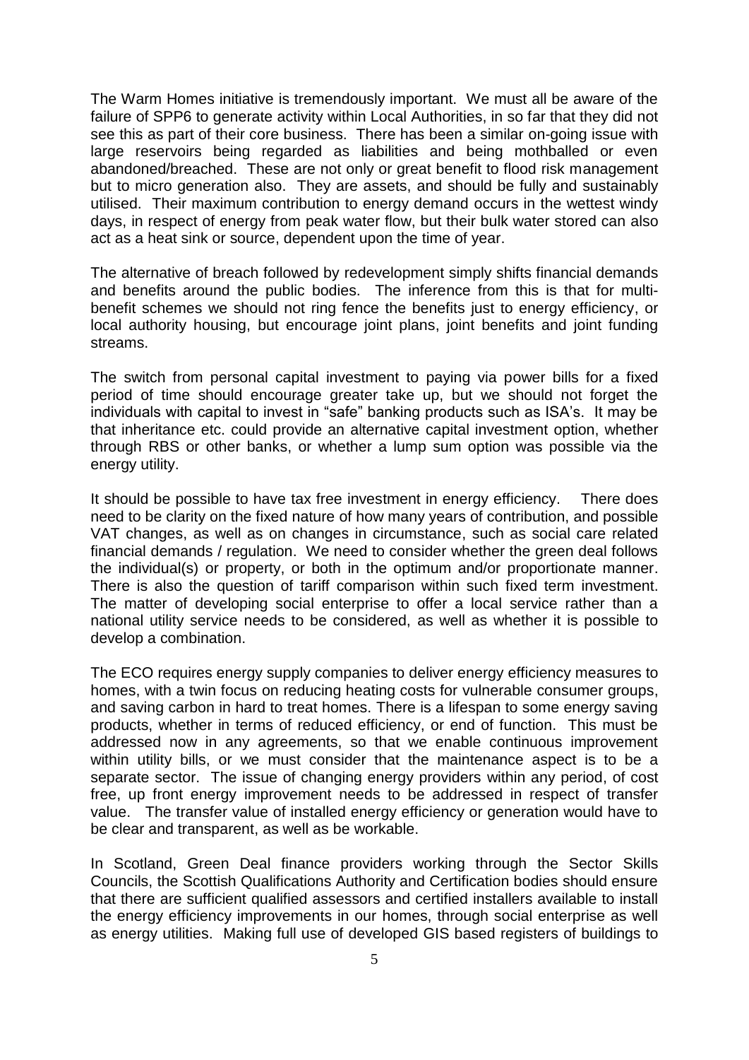The Warm Homes initiative is tremendously important. We must all be aware of the failure of SPP6 to generate activity within Local Authorities, in so far that they did not see this as part of their core business. There has been a similar on-going issue with large reservoirs being regarded as liabilities and being mothballed or even abandoned/breached. These are not only or great benefit to flood risk management but to micro generation also. They are assets, and should be fully and sustainably utilised. Their maximum contribution to energy demand occurs in the wettest windy days, in respect of energy from peak water flow, but their bulk water stored can also act as a heat sink or source, dependent upon the time of year.

The alternative of breach followed by redevelopment simply shifts financial demands and benefits around the public bodies. The inference from this is that for multi-benefit schemes we should not ring fence the benefits just to energy efficiency, or local authority housing, but encourage joint plans, joint benefits and joint funding streams.

The switch from personal capital investment to paying via power bills for a fixed period of time should encourage greater take up, but we should not forget the individuals with capital to invest in "safe" banking products such as ISA's. It may be that inheritance etc. could provide an alternative capital investment option, whether through RBS or other banks, or whether a lump sum option was possible via the energy utility.

It should be possible to have tax free investment in energy efficiency. There does need to be clarity on the fixed nature of how many years of contribution, and possible VAT changes, as well as on changes in circumstance, such as social care related financial demands / regulation. We need to consider whether the green deal follows the individual(s) or property, or both in the optimum and/or proportionate manner. There is also the question of tariff comparison within such fixed term investment. The matter of developing social enterprise to offer a local service rather than a national utility service needs to be considered, as well as whether it is possible to develop a combination.

The ECO requires energy supply companies to deliver energy efficiency measures to homes, with a twin focus on reducing heating costs for vulnerable consumer groups, and saving carbon in hard to treat homes. There is a lifespan to some energy saving products, whether in terms of reduced efficiency, or end of function. This must be addressed now in any agreements, so that we enable continuous improvement within utility bills, or we must consider that the maintenance aspect is to be a separate sector. The issue of changing energy providers within any period, of cost free, up front energy improvement needs to be addressed in respect of transfer value. The transfer value of installed energy efficiency or generation would have to be clear and transparent, as well as be workable.

In Scotland, Green Deal finance providers working through the Sector Skills Councils, the Scottish Qualifications Authority and Certification bodies should ensure that there are sufficient qualified assessors and certified installers available to install the energy efficiency improvements in our homes, through social enterprise as well as energy utilities. Making full use of developed GIS based registers of buildings to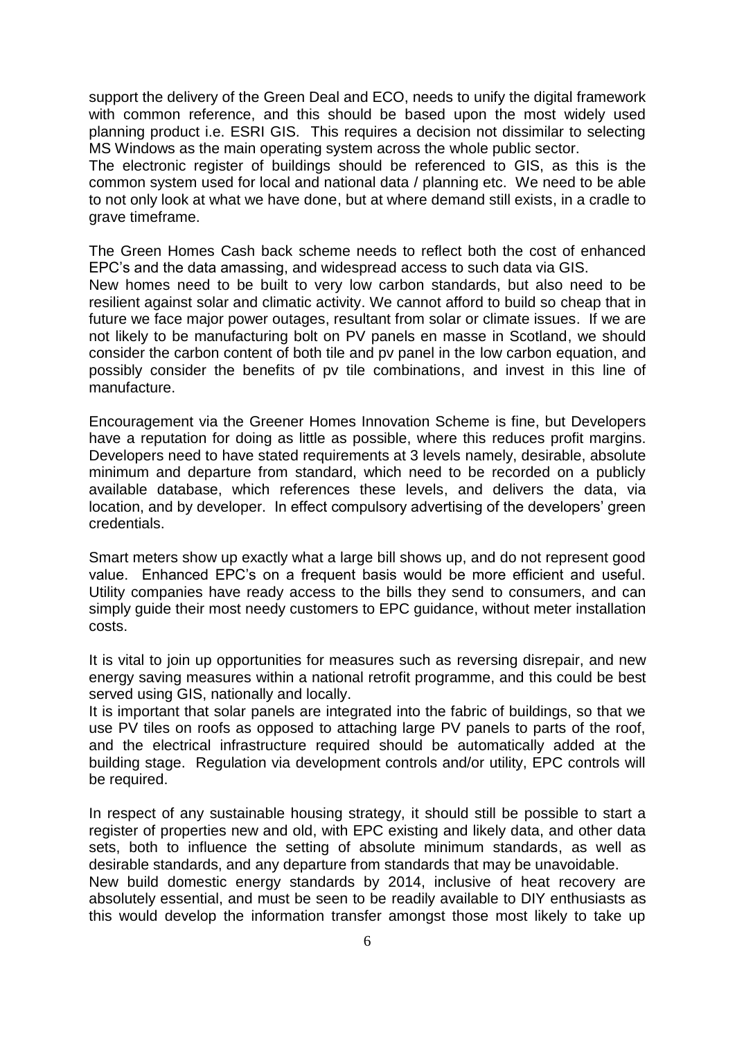support the delivery of the Green Deal and ECO, needs to unify the digital framework with common reference, and this should be based upon the most widely used planning product i.e. ESRI GIS. This requires a decision not dissimilar to selecting MS Windows as the main operating system across the whole public sector.
The electronic register of buildings should be referenced to GIS, as this is the common system used for local and national data / planning etc. We need to be able to not only look at what we have done, but at where demand still exists, in a cradle to grave timeframe.

The Green Homes Cash back scheme needs to reflect both the cost of enhanced EPC's and the data amassing, and widespread access to such data via GIS.
New homes need to be built to very low carbon standards, but also need to be resilient against solar and climatic activity. We cannot afford to build so cheap that in future we face major power outages, resultant from solar or climate issues. If we are not likely to be manufacturing bolt on PV panels en masse in Scotland, we should consider the carbon content of both tile and pv panel in the low carbon equation, and possibly consider the benefits of pv tile combinations, and invest in this line of manufacture.

Encouragement via the Greener Homes Innovation Scheme is fine, but Developers have a reputation for doing as little as possible, where this reduces profit margins. Developers need to have stated requirements at 3 levels namely, desirable, absolute minimum and departure from standard, which need to be recorded on a publicly available database, which references these levels, and delivers the data, via location, and by developer. In effect compulsory advertising of the developers' green credentials.

Smart meters show up exactly what a large bill shows up, and do not represent good value. Enhanced EPC's on a frequent basis would be more efficient and useful. Utility companies have ready access to the bills they send to consumers, and can simply guide their most needy customers to EPC guidance, without meter installation costs.

It is vital to join up opportunities for measures such as reversing disrepair, and new energy saving measures within a national retrofit programme, and this could be best served using GIS, nationally and locally.
It is important that solar panels are integrated into the fabric of buildings, so that we use PV tiles on roofs as opposed to attaching large PV panels to parts of the roof, and the electrical infrastructure required should be automatically added at the building stage. Regulation via development controls and/or utility, EPC controls will be required.

In respect of any sustainable housing strategy, it should still be possible to start a register of properties new and old, with EPC existing and likely data, and other data sets, both to influence the setting of absolute minimum standards, as well as desirable standards, and any departure from standards that may be unavoidable.
New build domestic energy standards by 2014, inclusive of heat recovery are absolutely essential, and must be seen to be readily available to DIY enthusiasts as this would develop the information transfer amongst those most likely to take up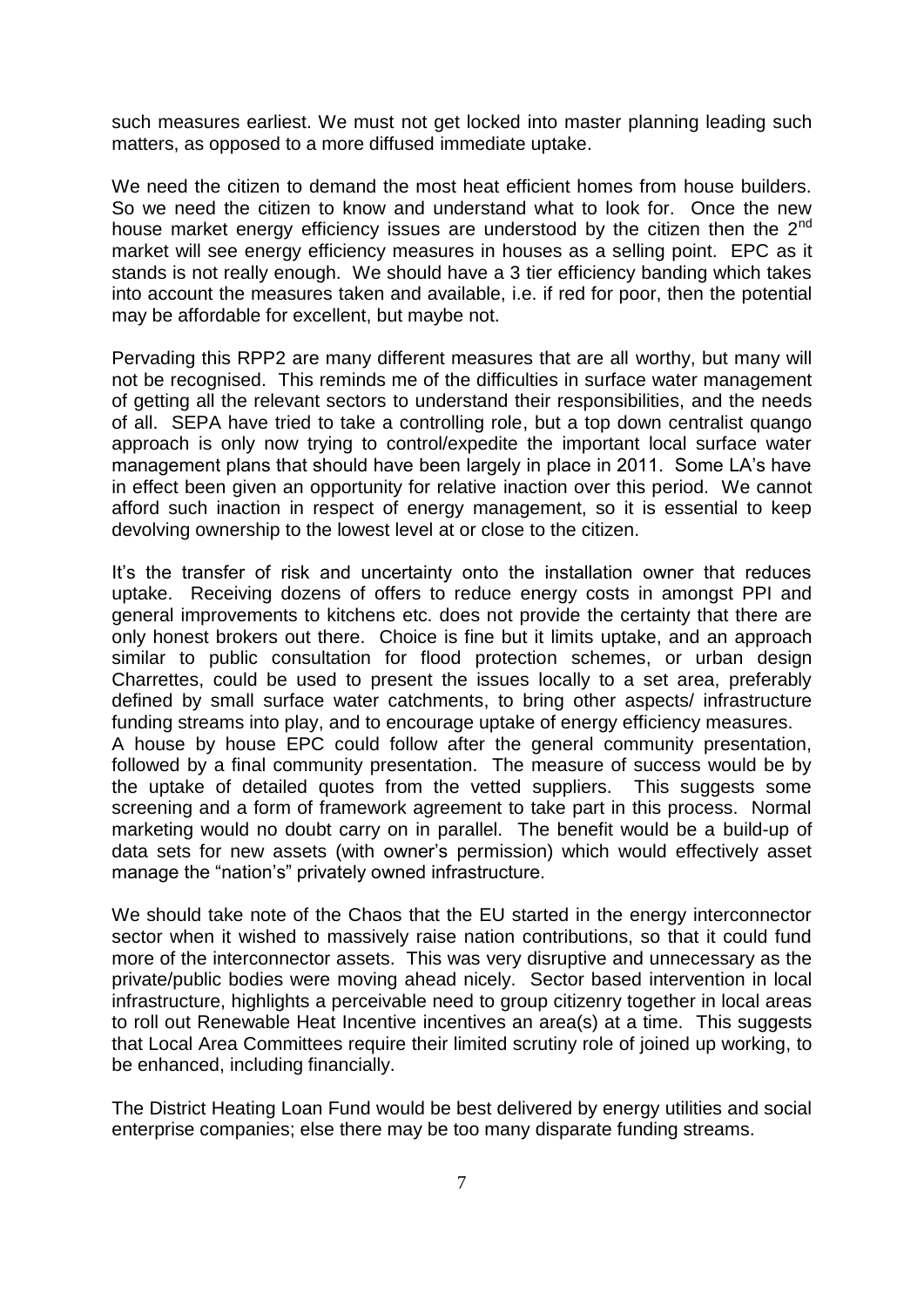such measures earliest. We must not get locked into master planning leading such matters, as opposed to a more diffused immediate uptake.

We need the citizen to demand the most heat efficient homes from house builders. So we need the citizen to know and understand what to look for. Once the new house market energy efficiency issues are understood by the citizen then the 2nd market will see energy efficiency measures in houses as a selling point. EPC as it stands is not really enough. We should have a 3 tier efficiency banding which takes into account the measures taken and available, i.e. if red for poor, then the potential may be affordable for excellent, but maybe not.

Pervading this RPP2 are many different measures that are all worthy, but many will not be recognised. This reminds me of the difficulties in surface water management of getting all the relevant sectors to understand their responsibilities, and the needs of all. SEPA have tried to take a controlling role, but a top down centralist quango approach is only now trying to control/expedite the important local surface water management plans that should have been largely in place in 2011. Some LA's have in effect been given an opportunity for relative inaction over this period. We cannot afford such inaction in respect of energy management, so it is essential to keep devolving ownership to the lowest level at or close to the citizen.

It's the transfer of risk and uncertainty onto the installation owner that reduces uptake. Receiving dozens of offers to reduce energy costs in amongst PPI and general improvements to kitchens etc. does not provide the certainty that there are only honest brokers out there. Choice is fine but it limits uptake, and an approach similar to public consultation for flood protection schemes, or urban design Charrettes, could be used to present the issues locally to a set area, preferably defined by small surface water catchments, to bring other aspects/ infrastructure funding streams into play, and to encourage uptake of energy efficiency measures.
A house by house EPC could follow after the general community presentation, followed by a final community presentation. The measure of success would be by the uptake of detailed quotes from the vetted suppliers. This suggests some screening and a form of framework agreement to take part in this process. Normal marketing would no doubt carry on in parallel. The benefit would be a build-up of data sets for new assets (with owner's permission) which would effectively asset manage the "nation's" privately owned infrastructure.

We should take note of the Chaos that the EU started in the energy interconnector sector when it wished to massively raise nation contributions, so that it could fund more of the interconnector assets. This was very disruptive and unnecessary as the private/public bodies were moving ahead nicely. Sector based intervention in local infrastructure, highlights a perceivable need to group citizenry together in local areas to roll out Renewable Heat Incentive incentives an area(s) at a time. This suggests that Local Area Committees require their limited scrutiny role of joined up working, to be enhanced, including financially.

The District Heating Loan Fund would be best delivered by energy utilities and social enterprise companies; else there may be too many disparate funding streams.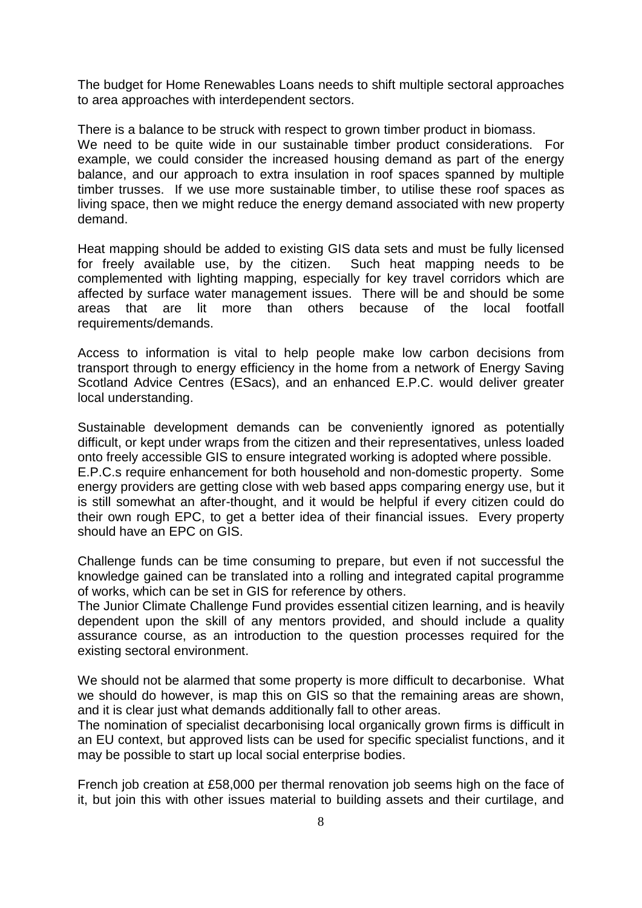The budget for Home Renewables Loans needs to shift multiple sectoral approaches to area approaches with interdependent sectors.

There is a balance to be struck with respect to grown timber product in biomass.
We need to be quite wide in our sustainable timber product considerations. For example, we could consider the increased housing demand as part of the energy balance, and our approach to extra insulation in roof spaces spanned by multiple timber trusses. If we use more sustainable timber, to utilise these roof spaces as living space, then we might reduce the energy demand associated with new property demand.

Heat mapping should be added to existing GIS data sets and must be fully licensed for freely available use, by the citizen. Such heat mapping needs to be complemented with lighting mapping, especially for key travel corridors which are affected by surface water management issues. There will be and should be some areas that are lit more than others because of the local footfall requirements/demands.

Access to information is vital to help people make low carbon decisions from transport through to energy efficiency in the home from a network of Energy Saving Scotland Advice Centres (ESacs), and an enhanced E.P.C. would deliver greater local understanding.

Sustainable development demands can be conveniently ignored as potentially difficult, or kept under wraps from the citizen and their representatives, unless loaded onto freely accessible GIS to ensure integrated working is adopted where possible.
E.P.C.s require enhancement for both household and non-domestic property. Some energy providers are getting close with web based apps comparing energy use, but it is still somewhat an after-thought, and it would be helpful if every citizen could do their own rough EPC, to get a better idea of their financial issues. Every property should have an EPC on GIS.

Challenge funds can be time consuming to prepare, but even if not successful the knowledge gained can be translated into a rolling and integrated capital programme of works, which can be set in GIS for reference by others.
The Junior Climate Challenge Fund provides essential citizen learning, and is heavily dependent upon the skill of any mentors provided, and should include a quality assurance course, as an introduction to the question processes required for the existing sectoral environment.

We should not be alarmed that some property is more difficult to decarbonise. What we should do however, is map this on GIS so that the remaining areas are shown, and it is clear just what demands additionally fall to other areas.
The nomination of specialist decarbonising local organically grown firms is difficult in an EU context, but approved lists can be used for specific specialist functions, and it may be possible to start up local social enterprise bodies.

French job creation at £58,000 per thermal renovation job seems high on the face of it, but join this with other issues material to building assets and their curtilage, and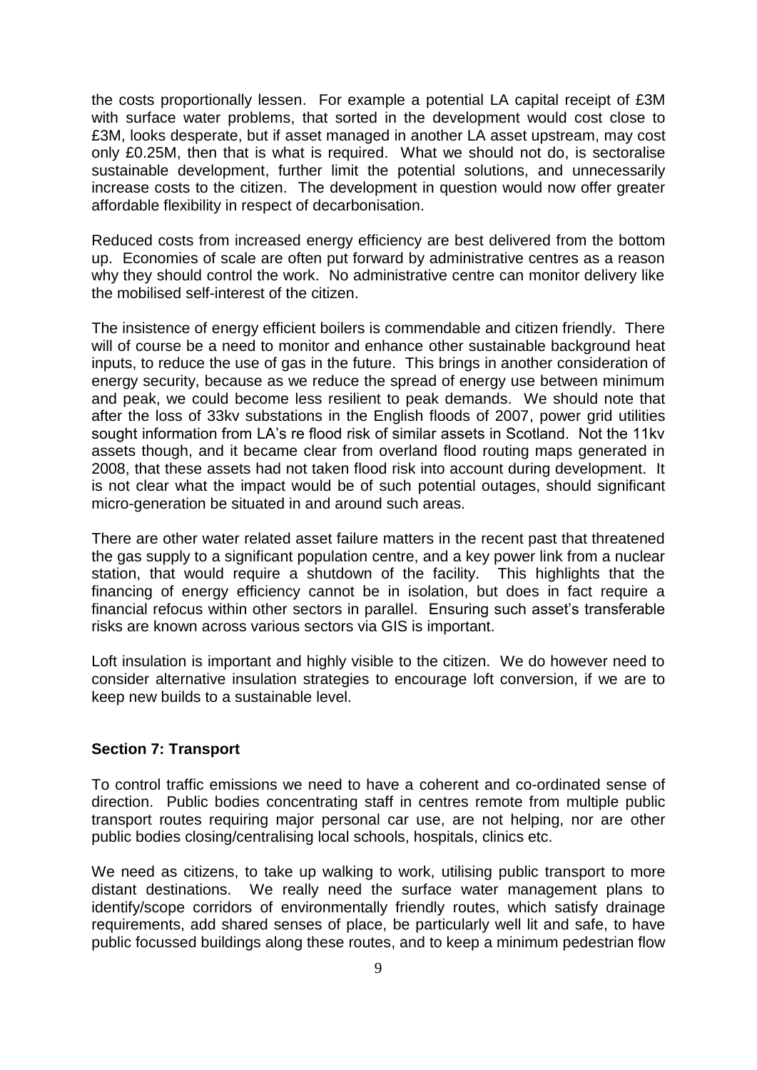the costs proportionally lessen. For example a potential LA capital receipt of £3M with surface water problems, that sorted in the development would cost close to £3M, looks desperate, but if asset managed in another LA asset upstream, may cost only £0.25M, then that is what is required. What we should not do, is sectoralise sustainable development, further limit the potential solutions, and unnecessarily increase costs to the citizen. The development in question would now offer greater affordable flexibility in respect of decarbonisation.

Reduced costs from increased energy efficiency are best delivered from the bottom up. Economies of scale are often put forward by administrative centres as a reason why they should control the work. No administrative centre can monitor delivery like the mobilised self-interest of the citizen.

The insistence of energy efficient boilers is commendable and citizen friendly. There will of course be a need to monitor and enhance other sustainable background heat inputs, to reduce the use of gas in the future. This brings in another consideration of energy security, because as we reduce the spread of energy use between minimum and peak, we could become less resilient to peak demands. We should note that after the loss of 33kv substations in the English floods of 2007, power grid utilities sought information from LA's re flood risk of similar assets in Scotland. Not the 11kv assets though, and it became clear from overland flood routing maps generated in 2008, that these assets had not taken flood risk into account during development. It is not clear what the impact would be of such potential outages, should significant micro-generation be situated in and around such areas.

There are other water related asset failure matters in the recent past that threatened the gas supply to a significant population centre, and a key power link from a nuclear station, that would require a shutdown of the facility. This highlights that the financing of energy efficiency cannot be in isolation, but does in fact require a financial refocus within other sectors in parallel. Ensuring such asset's transferable risks are known across various sectors via GIS is important.

Loft insulation is important and highly visible to the citizen. We do however need to consider alternative insulation strategies to encourage loft conversion, if we are to keep new builds to a sustainable level.

## Section 7: Transport

To control traffic emissions we need to have a coherent and co-ordinated sense of direction. Public bodies concentrating staff in centres remote from multiple public transport routes requiring major personal car use, are not helping, nor are other public bodies closing/centralising local schools, hospitals, clinics etc.

We need as citizens, to take up walking to work, utilising public transport to more distant destinations. We really need the surface water management plans to identify/scope corridors of environmentally friendly routes, which satisfy drainage requirements, add shared senses of place, be particularly well lit and safe, to have public focussed buildings along these routes, and to keep a minimum pedestrian flow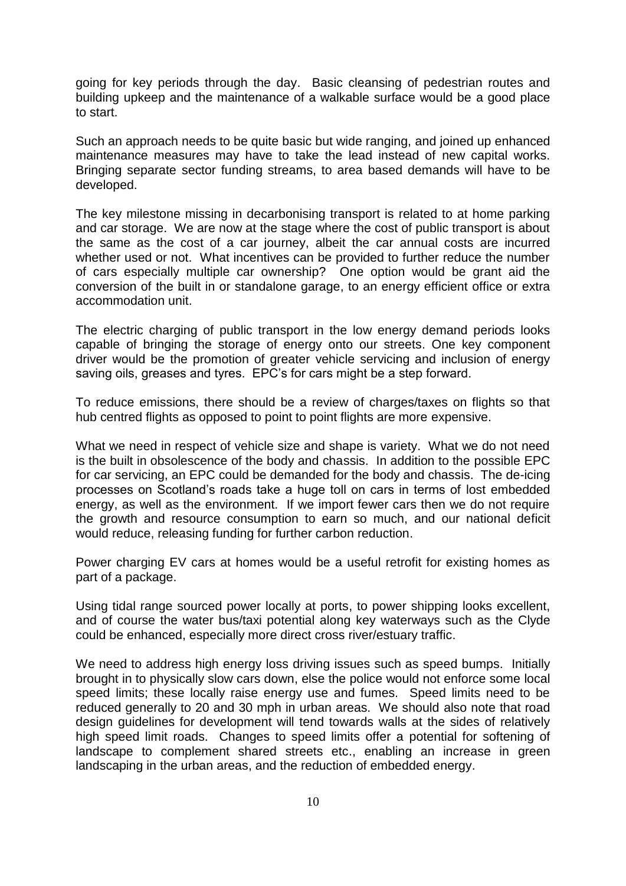going for key periods through the day. Basic cleansing of pedestrian routes and building upkeep and the maintenance of a walkable surface would be a good place to start.

Such an approach needs to be quite basic but wide ranging, and joined up enhanced maintenance measures may have to take the lead instead of new capital works. Bringing separate sector funding streams, to area based demands will have to be developed.

The key milestone missing in decarbonising transport is related to at home parking and car storage. We are now at the stage where the cost of public transport is about the same as the cost of a car journey, albeit the car annual costs are incurred whether used or not. What incentives can be provided to further reduce the number of cars especially multiple car ownership? One option would be grant aid the conversion of the built in or standalone garage, to an energy efficient office or extra accommodation unit.

The electric charging of public transport in the low energy demand periods looks capable of bringing the storage of energy onto our streets. One key component driver would be the promotion of greater vehicle servicing and inclusion of energy saving oils, greases and tyres. EPC's for cars might be a step forward.

To reduce emissions, there should be a review of charges/taxes on flights so that hub centred flights as opposed to point to point flights are more expensive.

What we need in respect of vehicle size and shape is variety. What we do not need is the built in obsolescence of the body and chassis. In addition to the possible EPC for car servicing, an EPC could be demanded for the body and chassis. The de-icing processes on Scotland's roads take a huge toll on cars in terms of lost embedded energy, as well as the environment. If we import fewer cars then we do not require the growth and resource consumption to earn so much, and our national deficit would reduce, releasing funding for further carbon reduction.

Power charging EV cars at homes would be a useful retrofit for existing homes as part of a package.

Using tidal range sourced power locally at ports, to power shipping looks excellent, and of course the water bus/taxi potential along key waterways such as the Clyde could be enhanced, especially more direct cross river/estuary traffic.

We need to address high energy loss driving issues such as speed bumps. Initially brought in to physically slow cars down, else the police would not enforce some local speed limits; these locally raise energy use and fumes. Speed limits need to be reduced generally to 20 and 30 mph in urban areas. We should also note that road design guidelines for development will tend towards walls at the sides of relatively high speed limit roads. Changes to speed limits offer a potential for softening of landscape to complement shared streets etc., enabling an increase in green landscaping in the urban areas, and the reduction of embedded energy.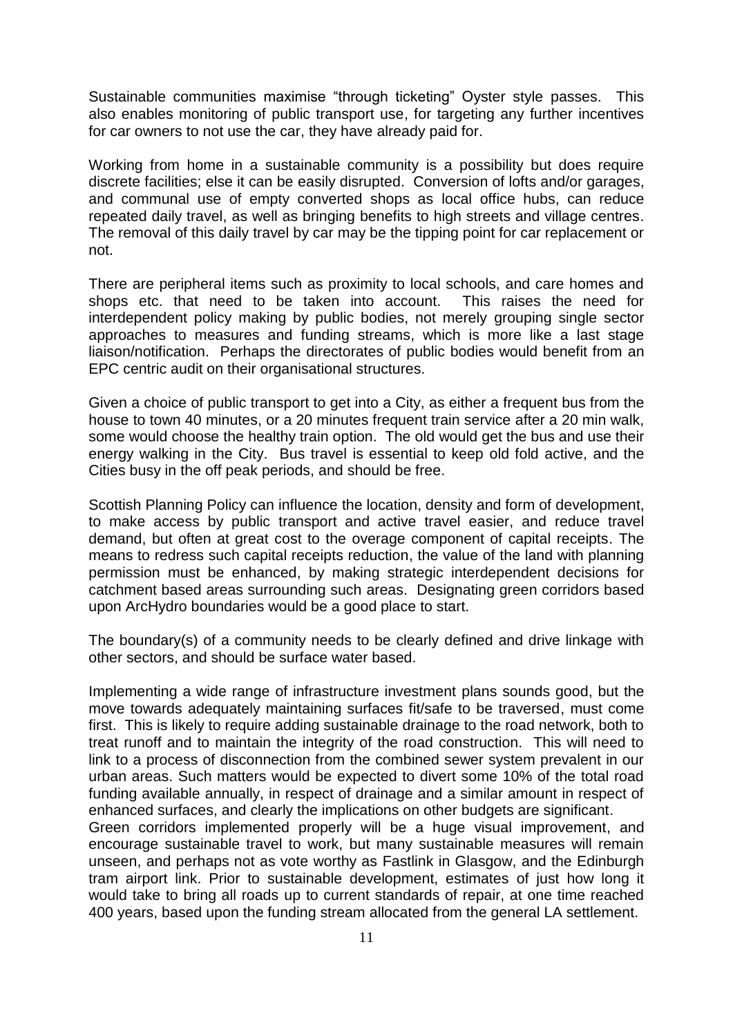Sustainable communities maximise "through ticketing" Oyster style passes. This also enables monitoring of public transport use, for targeting any further incentives for car owners to not use the car, they have already paid for.

Working from home in a sustainable community is a possibility but does require discrete facilities; else it can be easily disrupted. Conversion of lofts and/or garages, and communal use of empty converted shops as local office hubs, can reduce repeated daily travel, as well as bringing benefits to high streets and village centres. The removal of this daily travel by car may be the tipping point for car replacement or not.

There are peripheral items such as proximity to local schools, and care homes and shops etc. that need to be taken into account. This raises the need for interdependent policy making by public bodies, not merely grouping single sector approaches to measures and funding streams, which is more like a last stage liaison/notification. Perhaps the directorates of public bodies would benefit from an EPC centric audit on their organisational structures.

Given a choice of public transport to get into a City, as either a frequent bus from the house to town 40 minutes, or a 20 minutes frequent train service after a 20 min walk, some would choose the healthy train option. The old would get the bus and use their energy walking in the City. Bus travel is essential to keep old fold active, and the Cities busy in the off peak periods, and should be free.

Scottish Planning Policy can influence the location, density and form of development, to make access by public transport and active travel easier, and reduce travel demand, but often at great cost to the overage component of capital receipts. The means to redress such capital receipts reduction, the value of the land with planning permission must be enhanced, by making strategic interdependent decisions for catchment based areas surrounding such areas. Designating green corridors based upon ArcHydro boundaries would be a good place to start.

The boundary(s) of a community needs to be clearly defined and drive linkage with other sectors, and should be surface water based.

Implementing a wide range of infrastructure investment plans sounds good, but the move towards adequately maintaining surfaces fit/safe to be traversed, must come first. This is likely to require adding sustainable drainage to the road network, both to treat runoff and to maintain the integrity of the road construction. This will need to link to a process of disconnection from the combined sewer system prevalent in our urban areas. Such matters would be expected to divert some 10% of the total road funding available annually, in respect of drainage and a similar amount in respect of enhanced surfaces, and clearly the implications on other budgets are significant.

Green corridors implemented properly will be a huge visual improvement, and encourage sustainable travel to work, but many sustainable measures will remain unseen, and perhaps not as vote worthy as Fastlink in Glasgow, and the Edinburgh tram airport link. Prior to sustainable development, estimates of just how long it would take to bring all roads up to current standards of repair, at one time reached 400 years, based upon the funding stream allocated from the general LA settlement.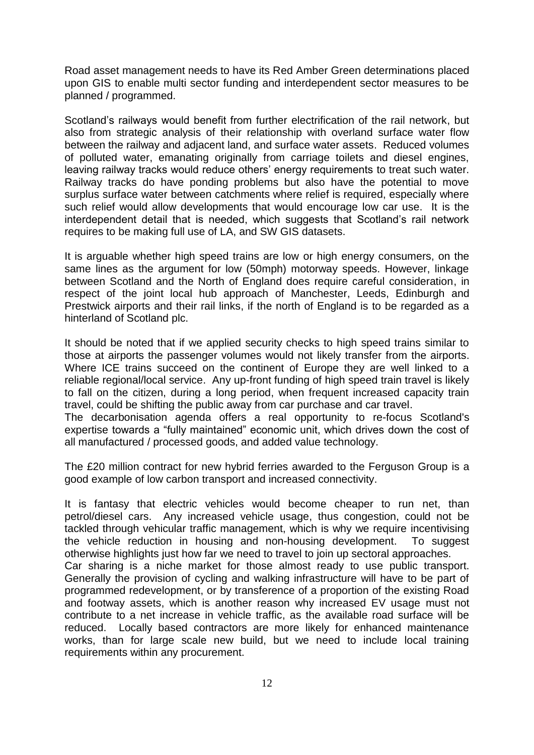Road asset management needs to have its Red Amber Green determinations placed upon GIS to enable multi sector funding and interdependent sector measures to be planned / programmed.

Scotland's railways would benefit from further electrification of the rail network, but also from strategic analysis of their relationship with overland surface water flow between the railway and adjacent land, and surface water assets. Reduced volumes of polluted water, emanating originally from carriage toilets and diesel engines, leaving railway tracks would reduce others' energy requirements to treat such water. Railway tracks do have ponding problems but also have the potential to move surplus surface water between catchments where relief is required, especially where such relief would allow developments that would encourage low car use. It is the interdependent detail that is needed, which suggests that Scotland's rail network requires to be making full use of LA, and SW GIS datasets.

It is arguable whether high speed trains are low or high energy consumers, on the same lines as the argument for low (50mph) motorway speeds. However, linkage between Scotland and the North of England does require careful consideration, in respect of the joint local hub approach of Manchester, Leeds, Edinburgh and Prestwick airports and their rail links, if the north of England is to be regarded as a hinterland of Scotland plc.

It should be noted that if we applied security checks to high speed trains similar to those at airports the passenger volumes would not likely transfer from the airports. Where ICE trains succeed on the continent of Europe they are well linked to a reliable regional/local service. Any up-front funding of high speed train travel is likely to fall on the citizen, during a long period, when frequent increased capacity train travel, could be shifting the public away from car purchase and car travel.
The decarbonisation agenda offers a real opportunity to re-focus Scotland's expertise towards a "fully maintained" economic unit, which drives down the cost of all manufactured / processed goods, and added value technology.

The £20 million contract for new hybrid ferries awarded to the Ferguson Group is a good example of low carbon transport and increased connectivity.

It is fantasy that electric vehicles would become cheaper to run net, than petrol/diesel cars. Any increased vehicle usage, thus congestion, could not be tackled through vehicular traffic management, which is why we require incentivising the vehicle reduction in housing and non-housing development. To suggest otherwise highlights just how far we need to travel to join up sectoral approaches.
Car sharing is a niche market for those almost ready to use public transport. Generally the provision of cycling and walking infrastructure will have to be part of programmed redevelopment, or by transference of a proportion of the existing Road and footway assets, which is another reason why increased EV usage must not contribute to a net increase in vehicle traffic, as the available road surface will be reduced. Locally based contractors are more likely for enhanced maintenance works, than for large scale new build, but we need to include local training requirements within any procurement.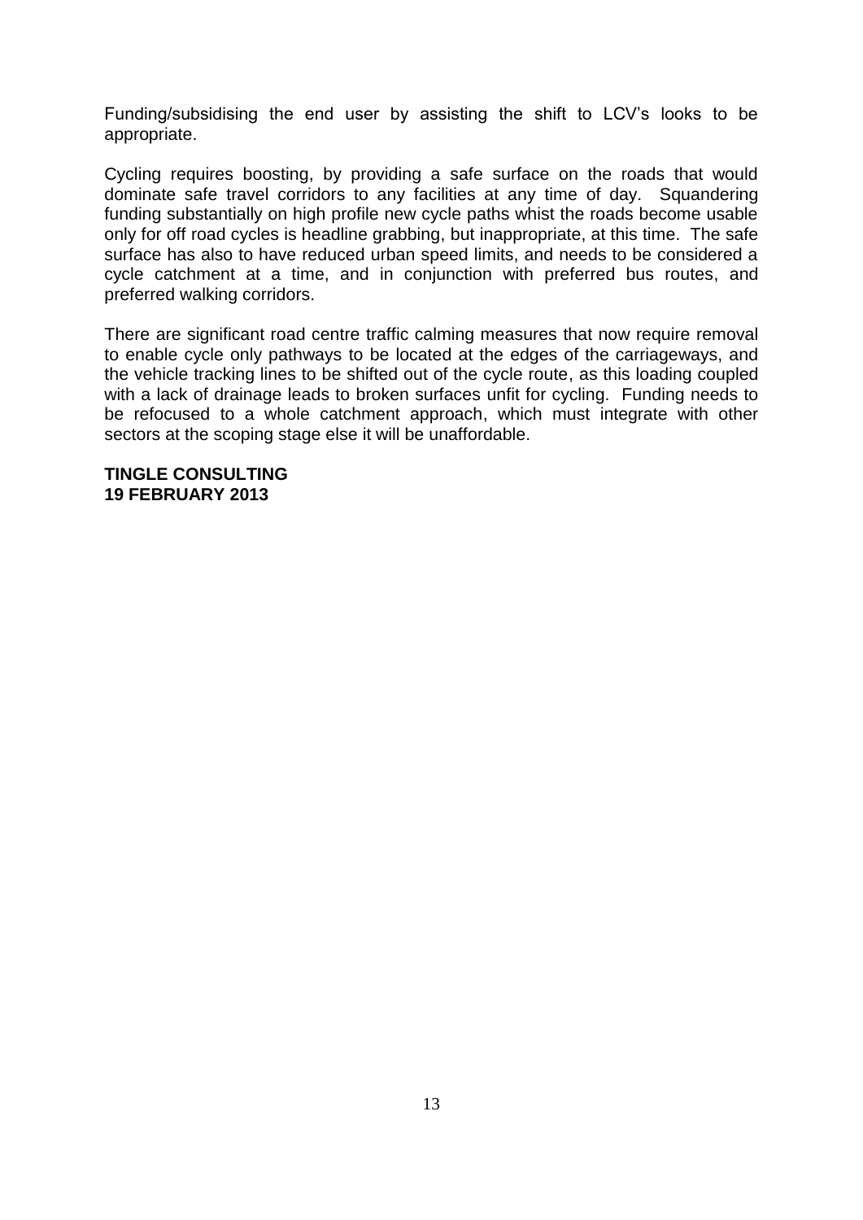Funding/subsidising the end user by assisting the shift to LCV's looks to be appropriate.

Cycling requires boosting, by providing a safe surface on the roads that would dominate safe travel corridors to any facilities at any time of day. Squandering funding substantially on high profile new cycle paths whist the roads become usable only for off road cycles is headline grabbing, but inappropriate, at this time. The safe surface has also to have reduced urban speed limits, and needs to be considered a cycle catchment at a time, and in conjunction with preferred bus routes, and preferred walking corridors.

There are significant road centre traffic calming measures that now require removal to enable cycle only pathways to be located at the edges of the carriageways, and the vehicle tracking lines to be shifted out of the cycle route, as this loading coupled with a lack of drainage leads to broken surfaces unfit for cycling. Funding needs to be refocused to a whole catchment approach, which must integrate with other sectors at the scoping stage else it will be unaffordable.

**TINGLE CONSULTING**
**19 FEBRUARY 2013**